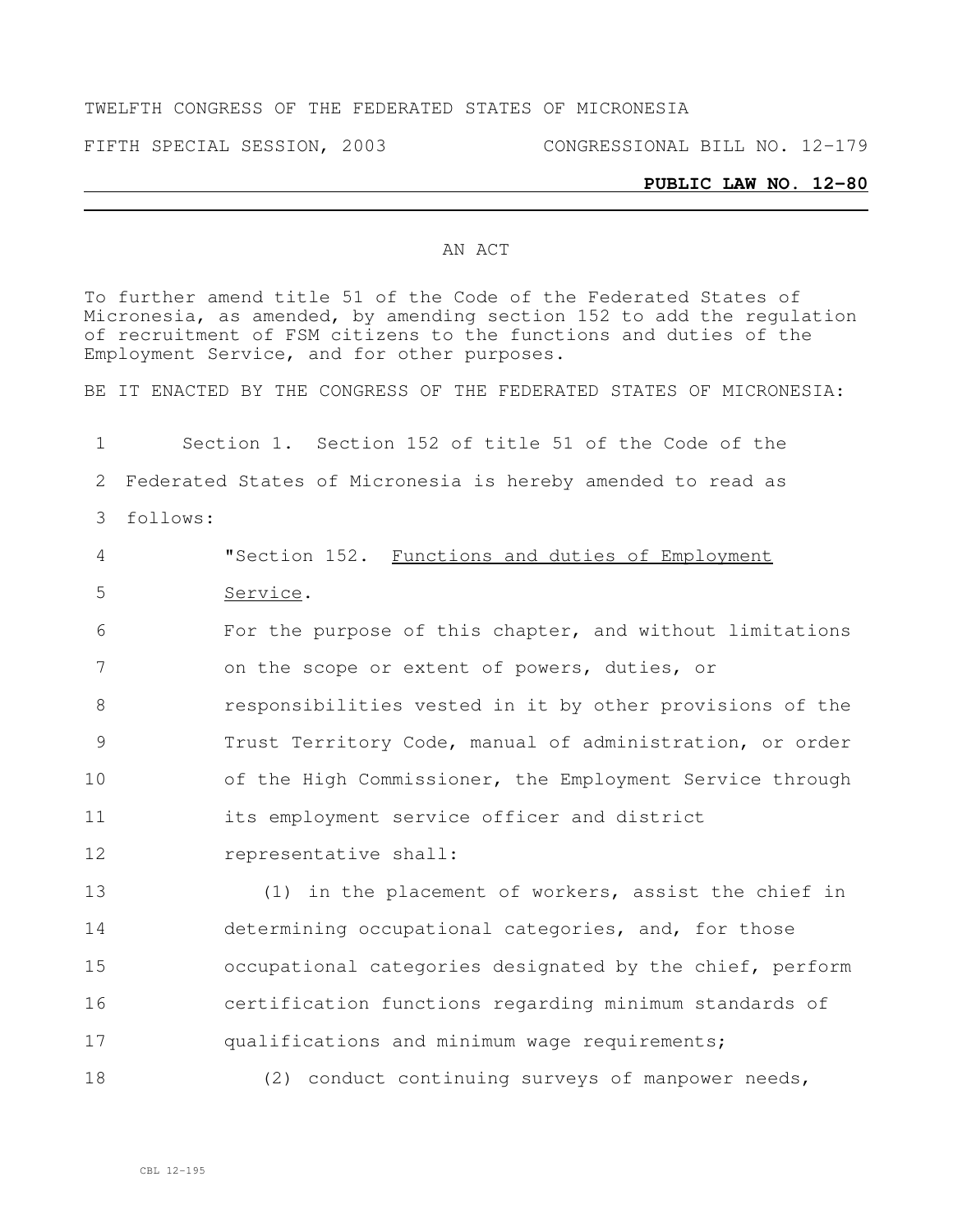TWELFTH CONGRESS OF THE FEDERATED STATES OF MICRONESIA

FIFTH SPECIAL SESSION, 2003 CONGRESSIONAL BILL NO. 12-179

**PUBLIC LAW NO. 12-80**

---

AN ACT

To further amend title 51 of the Code of the Federated States of Micronesia, as amended, by amending section 152 to add the regulation of recruitment of FSM citizens to the functions and duties of the Employment Service, and for other purposes.

BE IT ENACTED BY THE CONGRESS OF THE FEDERATED STATES OF MICRONESIA:

1 Section 1. Section 152 of title 51 of the Code of the
2 Federated States of Micronesia is hereby amended to read as
3 follows:

4 "Section 152. Functions and duties of Employment
5 Service.
6 For the purpose of this chapter, and without limitations
7 on the scope or extent of powers, duties, or
8 responsibilities vested in it by other provisions of the
9 Trust Territory Code, manual of administration, or order
10 of the High Commissioner, the Employment Service through
11 its employment service officer and district
12 representative shall:
13 (1) in the placement of workers, assist the chief in
14 determining occupational categories, and, for those
15 occupational categories designated by the chief, perform
16 certification functions regarding minimum standards of
17 qualifications and minimum wage requirements;
18 (2) conduct continuing surveys of manpower needs,

CBL 12-195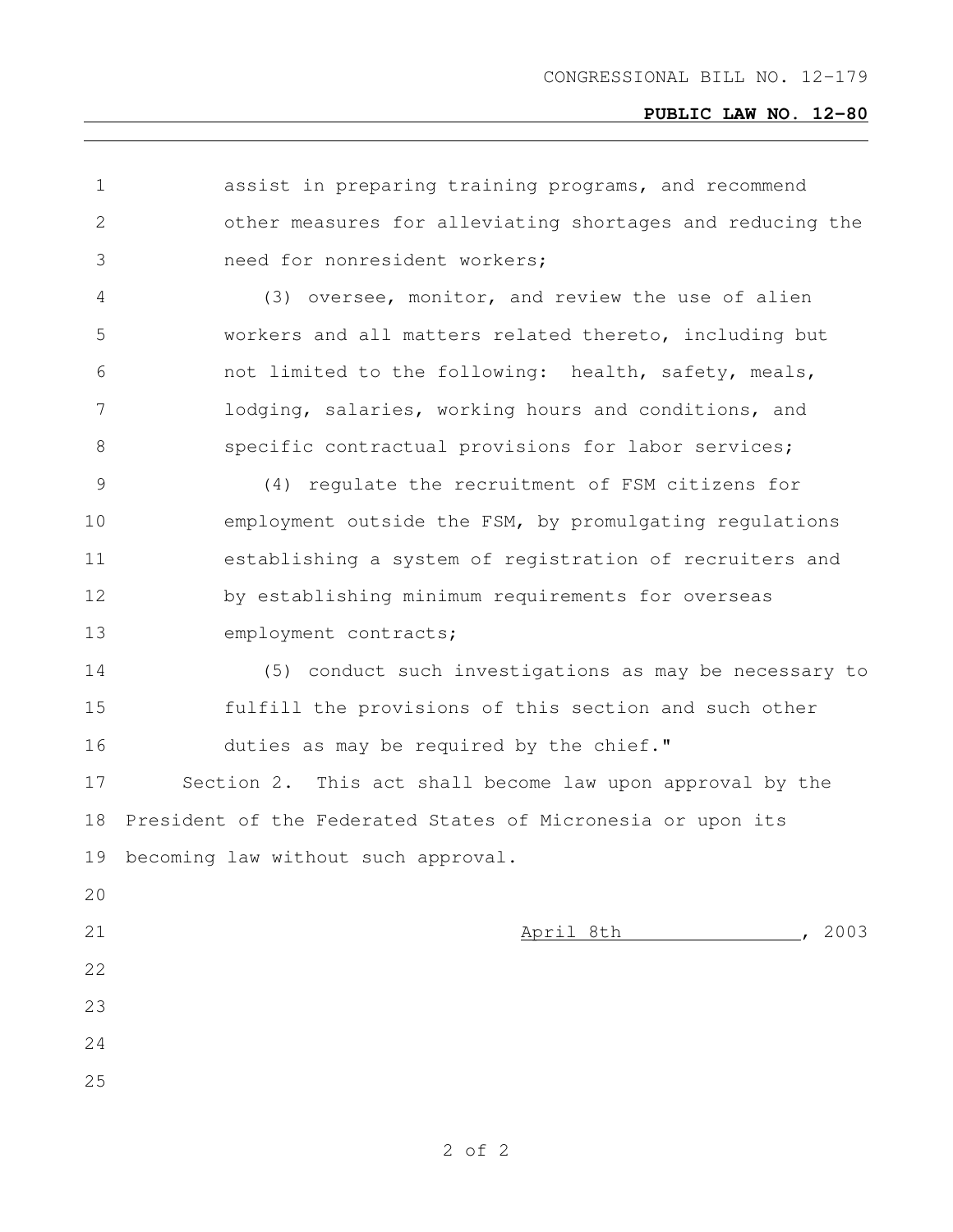assist in preparing training programs, and recommend other measures for alleviating shortages and reducing the need for nonresident workers;

(3) oversee, monitor, and review the use of alien workers and all matters related thereto, including but not limited to the following: health, safety, meals, lodging, salaries, working hours and conditions, and specific contractual provisions for labor services;

(4) regulate the recruitment of FSM citizens for employment outside the FSM, by promulgating regulations establishing a system of registration of recruiters and by establishing minimum requirements for overseas employment contracts;

(5) conduct such investigations as may be necessary to fulfill the provisions of this section and such other duties as may be required by the chief."

Section 2. This act shall become law upon approval by the President of the Federated States of Micronesia or upon its becoming law without such approval.

April 8th, 2003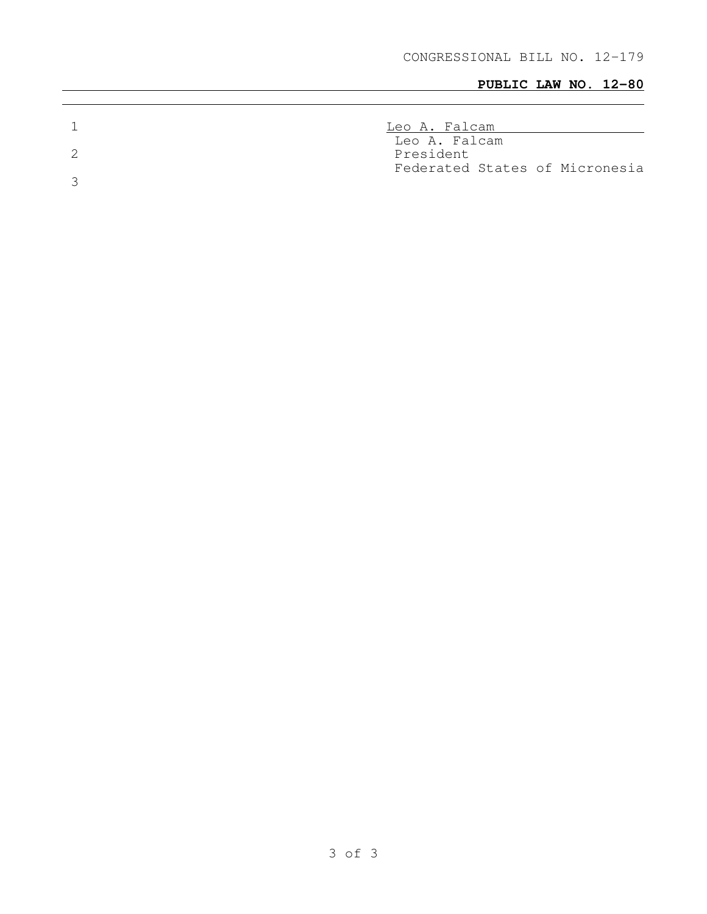Leo A. Falcam
Leo A. Falcam
President
Federated States of Micronesia